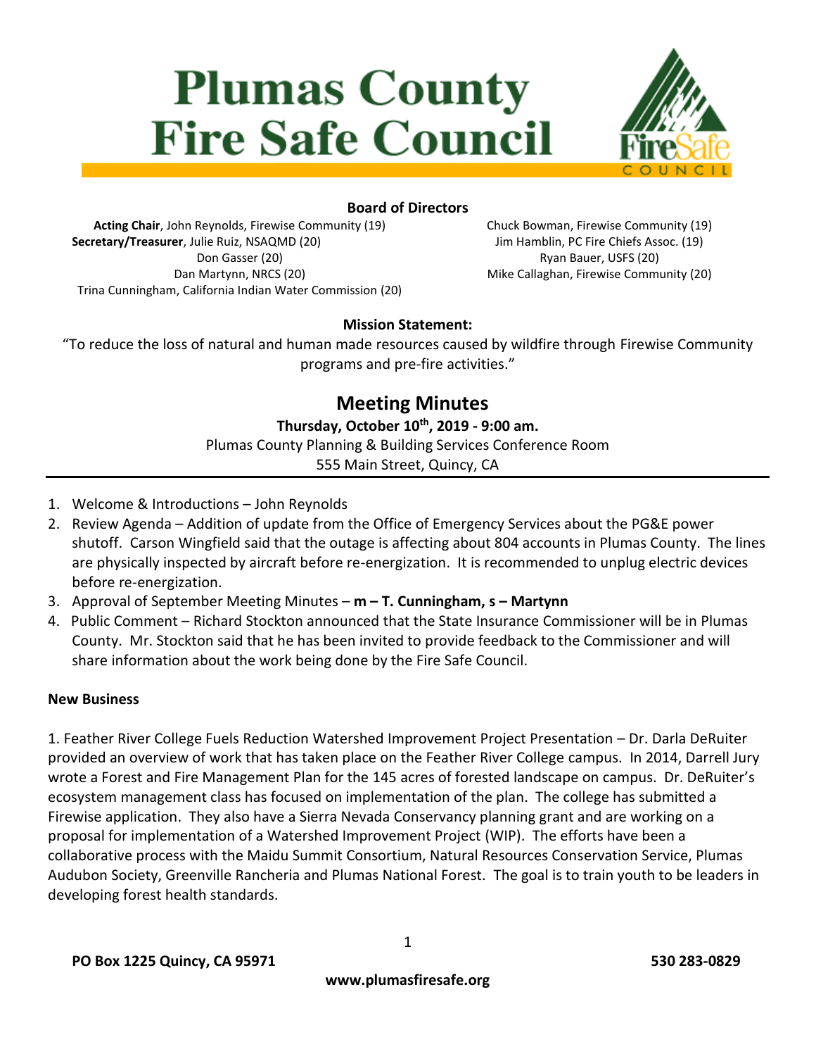# Plumas County Fire Safe Council

### Board of Directors

**Acting Chair**, John Reynolds, Firewise Community (19)
**Secretary/Treasurer**, Julie Ruiz, NSAQMD (20)
Don Gasser (20)
Dan Martynn, NRCS (20)
Trina Cunningham, California Indian Water Commission (20)
Chuck Bowman, Firewise Community (19)
Jim Hamblin, PC Fire Chiefs Assoc. (19)
Ryan Bauer, USFS (20)
Mike Callaghan, Firewise Community (20)

### Mission Statement:

"To reduce the loss of natural and human made resources caused by wildfire through Firewise Community programs and pre-fire activities."

## Meeting Minutes

**Thursday, October 10th, 2019 - 9:00 am.**

Plumas County Planning & Building Services Conference Room
555 Main Street, Quincy, CA

---

1. Welcome & Introductions – John Reynolds
2. Review Agenda – Addition of update from the Office of Emergency Services about the PG&E power shutoff. Carson Wingfield said that the outage is affecting about 804 accounts in Plumas County. The lines are physically inspected by aircraft before re-energization. It is recommended to unplug electric devices before re-energization.
3. Approval of September Meeting Minutes – **m – T. Cunningham, s – Martynn**
4. Public Comment – Richard Stockton announced that the State Insurance Commissioner will be in Plumas County. Mr. Stockton said that he has been invited to provide feedback to the Commissioner and will share information about the work being done by the Fire Safe Council.

**New Business**

1. Feather River College Fuels Reduction Watershed Improvement Project Presentation – Dr. Darla DeRuiter provided an overview of work that has taken place on the Feather River College campus. In 2014, Darrell Jury wrote a Forest and Fire Management Plan for the 145 acres of forested landscape on campus. Dr. DeRuiter's ecosystem management class has focused on implementation of the plan. The college has submitted a Firewise application. They also have a Sierra Nevada Conservancy planning grant and are working on a proposal for implementation of a Watershed Improvement Project (WIP). The efforts have been a collaborative process with the Maidu Summit Consortium, Natural Resources Conservation Service, Plumas Audubon Society, Greenville Rancheria and Plumas National Forest. The goal is to train youth to be leaders in developing forest health standards.

**PO Box 1225 Quincy, CA 95971** **530 283-0829**

**www.plumasfiresafe.org**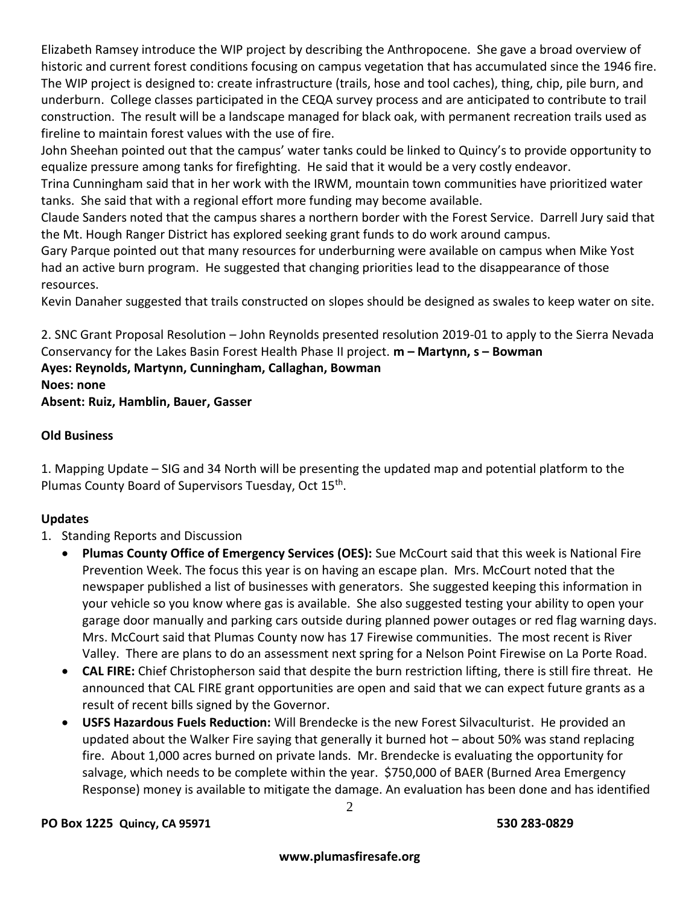Elizabeth Ramsey introduce the WIP project by describing the Anthropocene. She gave a broad overview of historic and current forest conditions focusing on campus vegetation that has accumulated since the 1946 fire. The WIP project is designed to: create infrastructure (trails, hose and tool caches), thing, chip, pile burn, and underburn. College classes participated in the CEQA survey process and are anticipated to contribute to trail construction. The result will be a landscape managed for black oak, with permanent recreation trails used as fireline to maintain forest values with the use of fire.

John Sheehan pointed out that the campus' water tanks could be linked to Quincy's to provide opportunity to equalize pressure among tanks for firefighting. He said that it would be a very costly endeavor.

Trina Cunningham said that in her work with the IRWM, mountain town communities have prioritized water tanks. She said that with a regional effort more funding may become available.

Claude Sanders noted that the campus shares a northern border with the Forest Service. Darrell Jury said that the Mt. Hough Ranger District has explored seeking grant funds to do work around campus.

Gary Parque pointed out that many resources for underburning were available on campus when Mike Yost had an active burn program. He suggested that changing priorities lead to the disappearance of those resources.

Kevin Danaher suggested that trails constructed on slopes should be designed as swales to keep water on site.

2. SNC Grant Proposal Resolution – John Reynolds presented resolution 2019-01 to apply to the Sierra Nevada Conservancy for the Lakes Basin Forest Health Phase II project. **m – Martynn, s – Bowman**

**Ayes: Reynolds, Martynn, Cunningham, Callaghan, Bowman**

**Noes: none**

**Absent: Ruiz, Hamblin, Bauer, Gasser**

## Old Business

1. Mapping Update – SIG and 34 North will be presenting the updated map and potential platform to the Plumas County Board of Supervisors Tuesday, Oct 15th.

## Updates

1. Standing Reports and Discussion
   - **Plumas County Office of Emergency Services (OES):** Sue McCourt said that this week is National Fire Prevention Week. The focus this year is on having an escape plan. Mrs. McCourt noted that the newspaper published a list of businesses with generators. She suggested keeping this information in your vehicle so you know where gas is available. She also suggested testing your ability to open your garage door manually and parking cars outside during planned power outages or red flag warning days. Mrs. McCourt said that Plumas County now has 17 Firewise communities. The most recent is River Valley. There are plans to do an assessment next spring for a Nelson Point Firewise on La Porte Road.
   - **CAL FIRE:** Chief Christopherson said that despite the burn restriction lifting, there is still fire threat. He announced that CAL FIRE grant opportunities are open and said that we can expect future grants as a result of recent bills signed by the Governor.
   - **USFS Hazardous Fuels Reduction:** Will Brendecke is the new Forest Silvaculturist. He provided an updated about the Walker Fire saying that generally it burned hot – about 50% was stand replacing fire. About 1,000 acres burned on private lands. Mr. Brendecke is evaluating the opportunity for salvage, which needs to be complete within the year. $750,000 of BAER (Burned Area Emergency Response) money is available to mitigate the damage. An evaluation has been done and has identified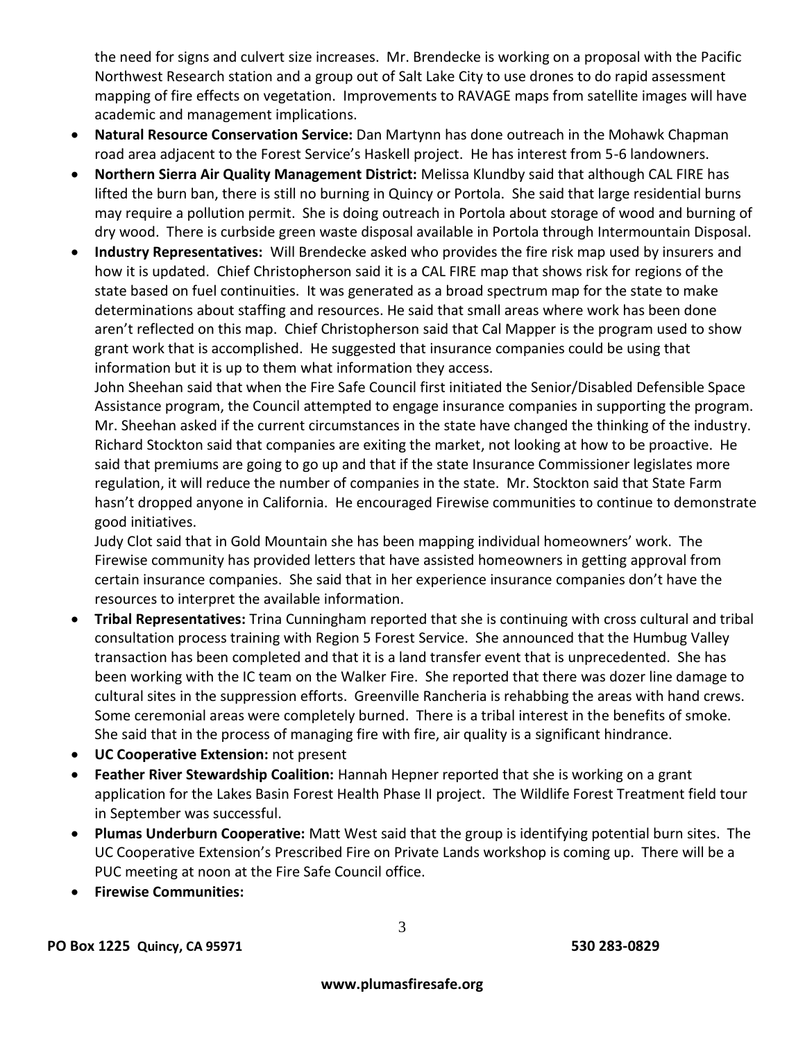the need for signs and culvert size increases. Mr. Brendecke is working on a proposal with the Pacific Northwest Research station and a group out of Salt Lake City to use drones to do rapid assessment mapping of fire effects on vegetation. Improvements to RAVAGE maps from satellite images will have academic and management implications.

- **Natural Resource Conservation Service:** Dan Martynn has done outreach in the Mohawk Chapman road area adjacent to the Forest Service's Haskell project. He has interest from 5-6 landowners.
- **Northern Sierra Air Quality Management District:** Melissa Klundby said that although CAL FIRE has lifted the burn ban, there is still no burning in Quincy or Portola. She said that large residential burns may require a pollution permit. She is doing outreach in Portola about storage of wood and burning of dry wood. There is curbside green waste disposal available in Portola through Intermountain Disposal.
- **Industry Representatives:** Will Brendecke asked who provides the fire risk map used by insurers and how it is updated. Chief Christopherson said it is a CAL FIRE map that shows risk for regions of the state based on fuel continuities. It was generated as a broad spectrum map for the state to make determinations about staffing and resources. He said that small areas where work has been done aren't reflected on this map. Chief Christopherson said that Cal Mapper is the program used to show grant work that is accomplished. He suggested that insurance companies could be using that information but it is up to them what information they access.
  John Sheehan said that when the Fire Safe Council first initiated the Senior/Disabled Defensible Space Assistance program, the Council attempted to engage insurance companies in supporting the program. Mr. Sheehan asked if the current circumstances in the state have changed the thinking of the industry. Richard Stockton said that companies are exiting the market, not looking at how to be proactive. He said that premiums are going to go up and that if the state Insurance Commissioner legislates more regulation, it will reduce the number of companies in the state. Mr. Stockton said that State Farm hasn't dropped anyone in California. He encouraged Firewise communities to continue to demonstrate good initiatives.
  Judy Clot said that in Gold Mountain she has been mapping individual homeowners' work. The Firewise community has provided letters that have assisted homeowners in getting approval from certain insurance companies. She said that in her experience insurance companies don't have the resources to interpret the available information.
- **Tribal Representatives:** Trina Cunningham reported that she is continuing with cross cultural and tribal consultation process training with Region 5 Forest Service. She announced that the Humbug Valley transaction has been completed and that it is a land transfer event that is unprecedented. She has been working with the IC team on the Walker Fire. She reported that there was dozer line damage to cultural sites in the suppression efforts. Greenville Rancheria is rehabbing the areas with hand crews. Some ceremonial areas were completely burned. There is a tribal interest in the benefits of smoke. She said that in the process of managing fire with fire, air quality is a significant hindrance.
- **UC Cooperative Extension:** not present
- **Feather River Stewardship Coalition:** Hannah Hepner reported that she is working on a grant application for the Lakes Basin Forest Health Phase II project. The Wildlife Forest Treatment field tour in September was successful.
- **Plumas Underburn Cooperative:** Matt West said that the group is identifying potential burn sites. The UC Cooperative Extension's Prescribed Fire on Private Lands workshop is coming up. There will be a PUC meeting at noon at the Fire Safe Council office.
- **Firewise Communities:**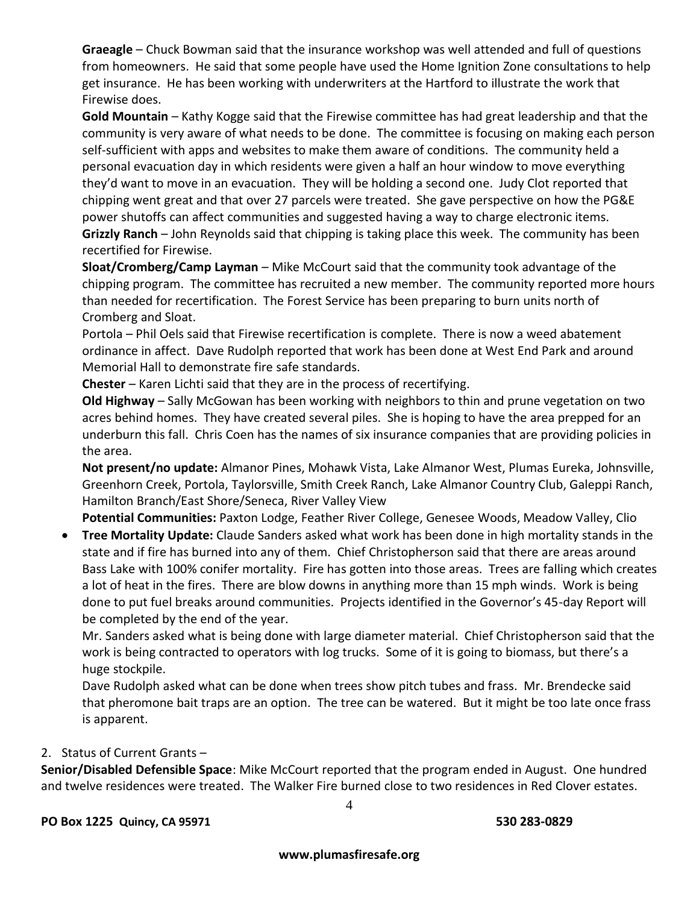**Graeagle** – Chuck Bowman said that the insurance workshop was well attended and full of questions from homeowners. He said that some people have used the Home Ignition Zone consultations to help get insurance. He has been working with underwriters at the Hartford to illustrate the work that Firewise does.

**Gold Mountain** – Kathy Kogge said that the Firewise committee has had great leadership and that the community is very aware of what needs to be done. The committee is focusing on making each person self-sufficient with apps and websites to make them aware of conditions. The community held a personal evacuation day in which residents were given a half an hour window to move everything they'd want to move in an evacuation. They will be holding a second one. Judy Clot reported that chipping went great and that over 27 parcels were treated. She gave perspective on how the PG&E power shutoffs can affect communities and suggested having a way to charge electronic items.

**Grizzly Ranch** – John Reynolds said that chipping is taking place this week. The community has been recertified for Firewise.

**Sloat/Cromberg/Camp Layman** – Mike McCourt said that the community took advantage of the chipping program. The committee has recruited a new member. The community reported more hours than needed for recertification. The Forest Service has been preparing to burn units north of Cromberg and Sloat.

Portola – Phil Oels said that Firewise recertification is complete. There is now a weed abatement ordinance in affect. Dave Rudolph reported that work has been done at West End Park and around Memorial Hall to demonstrate fire safe standards.

**Chester** – Karen Lichti said that they are in the process of recertifying.

**Old Highway** – Sally McGowan has been working with neighbors to thin and prune vegetation on two acres behind homes. They have created several piles. She is hoping to have the area prepped for an underburn this fall. Chris Coen has the names of six insurance companies that are providing policies in the area.

**Not present/no update:** Almanor Pines, Mohawk Vista, Lake Almanor West, Plumas Eureka, Johnsville, Greenhorn Creek, Portola, Taylorsville, Smith Creek Ranch, Lake Almanor Country Club, Galeppi Ranch, Hamilton Branch/East Shore/Seneca, River Valley View

**Potential Communities:** Paxton Lodge, Feather River College, Genesee Woods, Meadow Valley, Clio

- **Tree Mortality Update:** Claude Sanders asked what work has been done in high mortality stands in the state and if fire has burned into any of them. Chief Christopherson said that there are areas around Bass Lake with 100% conifer mortality. Fire has gotten into those areas. Trees are falling which creates a lot of heat in the fires. There are blow downs in anything more than 15 mph winds. Work is being done to put fuel breaks around communities. Projects identified in the Governor's 45-day Report will be completed by the end of the year.

  Mr. Sanders asked what is being done with large diameter material. Chief Christopherson said that the work is being contracted to operators with log trucks. Some of it is going to biomass, but there's a huge stockpile.

  Dave Rudolph asked what can be done when trees show pitch tubes and frass. Mr. Brendecke said that pheromone bait traps are an option. The tree can be watered. But it might be too late once frass is apparent.

2. Status of Current Grants –

**Senior/Disabled Defensible Space**: Mike McCourt reported that the program ended in August. One hundred and twelve residences were treated. The Walker Fire burned close to two residences in Red Clover estates.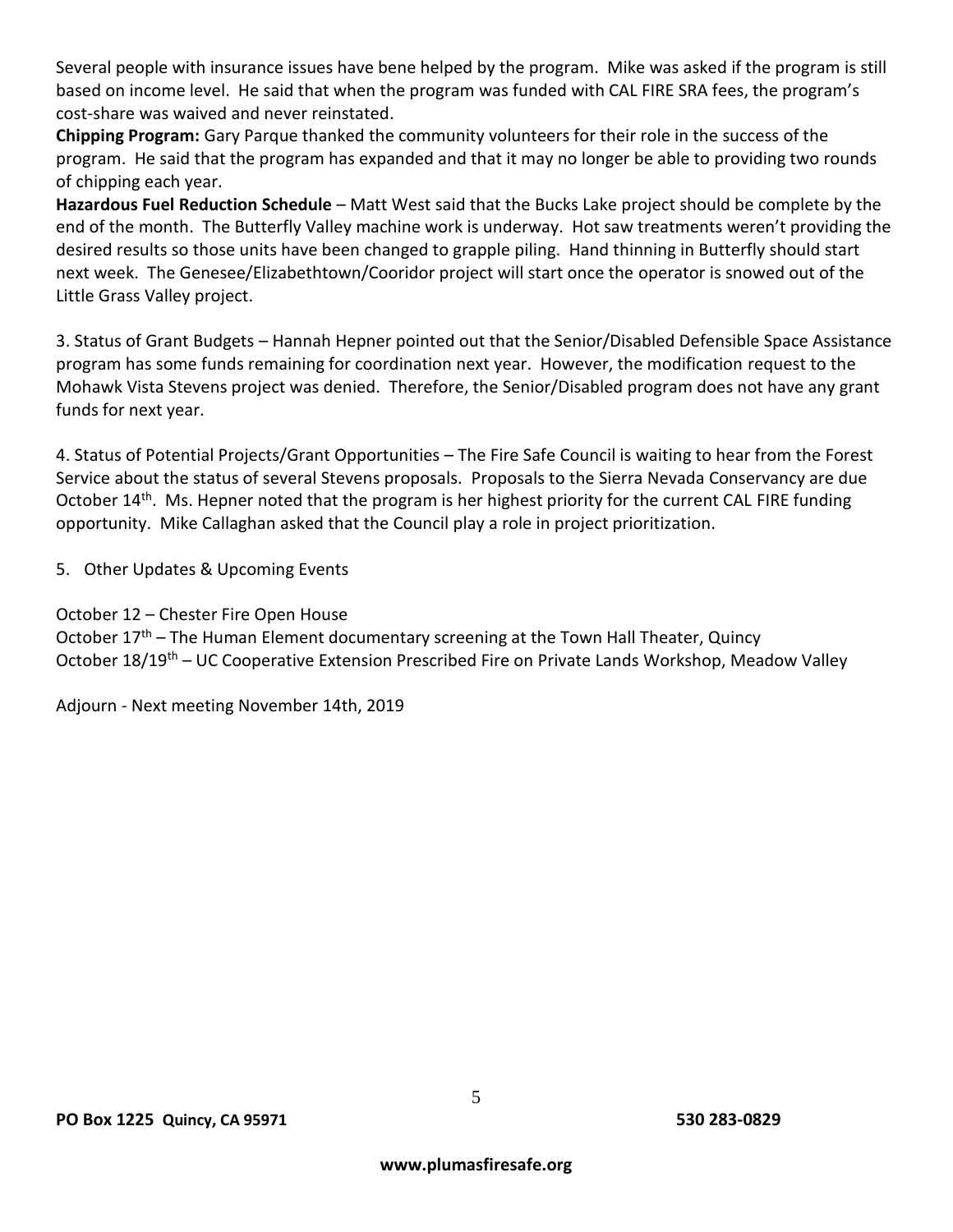Several people with insurance issues have bene helped by the program. Mike was asked if the program is still based on income level. He said that when the program was funded with CAL FIRE SRA fees, the program's cost-share was waived and never reinstated.

**Chipping Program:** Gary Parque thanked the community volunteers for their role in the success of the program. He said that the program has expanded and that it may no longer be able to providing two rounds of chipping each year.

**Hazardous Fuel Reduction Schedule** – Matt West said that the Bucks Lake project should be complete by the end of the month. The Butterfly Valley machine work is underway. Hot saw treatments weren't providing the desired results so those units have been changed to grapple piling. Hand thinning in Butterfly should start next week. The Genesee/Elizabethtown/Cooridor project will start once the operator is snowed out of the Little Grass Valley project.

3. Status of Grant Budgets – Hannah Hepner pointed out that the Senior/Disabled Defensible Space Assistance program has some funds remaining for coordination next year. However, the modification request to the Mohawk Vista Stevens project was denied. Therefore, the Senior/Disabled program does not have any grant funds for next year.

4. Status of Potential Projects/Grant Opportunities – The Fire Safe Council is waiting to hear from the Forest Service about the status of several Stevens proposals. Proposals to the Sierra Nevada Conservancy are due October 14th. Ms. Hepner noted that the program is her highest priority for the current CAL FIRE funding opportunity. Mike Callaghan asked that the Council play a role in project prioritization.

5. Other Updates & Upcoming Events

October 12 – Chester Fire Open House
October 17th – The Human Element documentary screening at the Town Hall Theater, Quincy
October 18/19th – UC Cooperative Extension Prescribed Fire on Private Lands Workshop, Meadow Valley

Adjourn - Next meeting November 14th, 2019